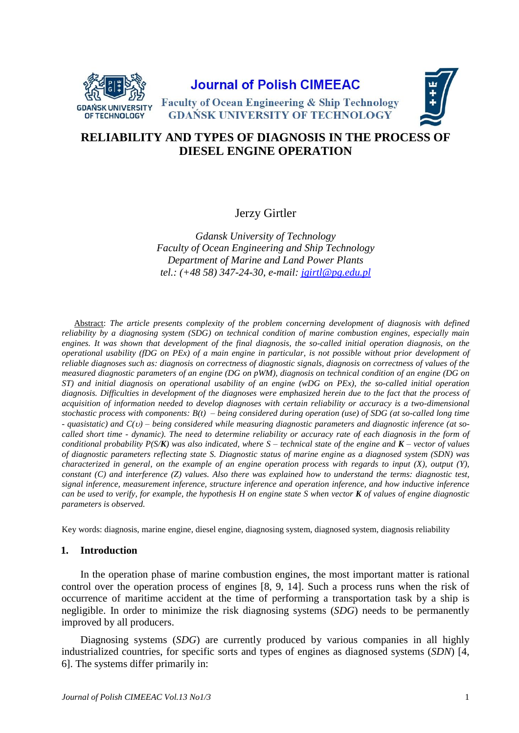Journal of Polish CIMEEAC

Faculty of Ocean Engineering & Ship Technology
GDAŃSK UNIVERSITY OF TECHNOLOGY

# RELIABILITY AND TYPES OF DIAGNOSIS IN THE PROCESS OF DIESEL ENGINE OPERATION

Jerzy Girtler

*Gdansk University of Technology*
*Faculty of Ocean Engineering and Ship Technology*
*Department of Marine and Land Power Plants*
*tel.: (+48 58) 347-24-30, e-mail: jgirtl@pg.edu.pl*

Abstract: *The article presents complexity of the problem concerning development of diagnosis with defined reliability by a diagnosing system (SDG) on technical condition of marine combustion engines, especially main engines. It was shown that development of the final diagnosis, the so-called initial operation diagnosis, on the operational usability (fDG on PEx) of a main engine in particular, is not possible without prior development of reliable diagnoses such as: diagnosis on correctness of diagnostic signals, diagnosis on correctness of values of the measured diagnostic parameters of an engine (DG on pWM), diagnosis on technical condition of an engine (DG on ST) and initial diagnosis on operational usability of an engine (wDG on PEx), the so-called initial operation diagnosis. Difficulties in development of the diagnoses were emphasized herein due to the fact that the process of acquisition of information needed to develop diagnoses with certain reliability or accuracy is a two-dimensional stochastic process with components: B(t) – being considered during operation (use) of SDG (at so-called long time - quasistatic) and C(υ) – being considered while measuring diagnostic parameters and diagnostic inference (at so-called short time - dynamic). The need to determine reliability or accuracy rate of each diagnosis in the form of conditional probability P(S/**K**) was also indicated, where S – technical state of the engine and **K** – vector of values of diagnostic parameters reflecting state S. Diagnostic status of marine engine as a diagnosed system (SDN) was characterized in general, on the example of an engine operation process with regards to input (X), output (Y), constant (C) and interference (Z) values. Also there was explained how to understand the terms: diagnostic test, signal inference, measurement inference, structure inference and operation inference, and how inductive inference can be used to verify, for example, the hypothesis H on engine state S when vector **K** of values of engine diagnostic parameters is observed.*

Key words: diagnosis, marine engine, diesel engine, diagnosing system, diagnosed system, diagnosis reliability

## 1. Introduction

In the operation phase of marine combustion engines, the most important matter is rational control over the operation process of engines [8, 9, 14]. Such a process runs when the risk of occurrence of maritime accident at the time of performing a transportation task by a ship is negligible. In order to minimize the risk diagnosing systems (*SDG*) needs to be permanently improved by all producers.

Diagnosing systems (*SDG*) are currently produced by various companies in all highly industrialized countries, for specific sorts and types of engines as diagnosed systems (*SDN*) [4, 6]. The systems differ primarily in: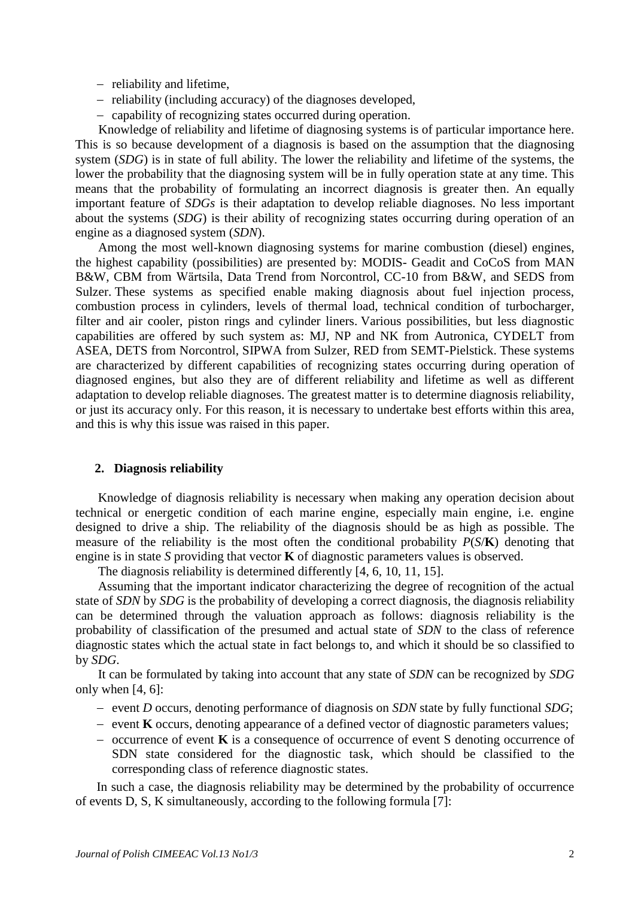- reliability and lifetime,
- reliability (including accuracy) of the diagnoses developed,
- capability of recognizing states occurred during operation.

Knowledge of reliability and lifetime of diagnosing systems is of particular importance here. This is so because development of a diagnosis is based on the assumption that the diagnosing system (*SDG*) is in state of full ability. The lower the reliability and lifetime of the systems, the lower the probability that the diagnosing system will be in fully operation state at any time. This means that the probability of formulating an incorrect diagnosis is greater then. An equally important feature of *SDGs* is their adaptation to develop reliable diagnoses. No less important about the systems (*SDG*) is their ability of recognizing states occurring during operation of an engine as a diagnosed system (*SDN*).

Among the most well-known diagnosing systems for marine combustion (diesel) engines, the highest capability (possibilities) are presented by: MODIS- Geadit and CoCoS from MAN B&W, CBM from Wärtsila, Data Trend from Norcontrol, CC-10 from B&W, and SEDS from Sulzer. These systems as specified enable making diagnosis about fuel injection process, combustion process in cylinders, levels of thermal load, technical condition of turbocharger, filter and air cooler, piston rings and cylinder liners. Various possibilities, but less diagnostic capabilities are offered by such system as: MJ, NP and NK from Autronica, CYDELT from ASEA, DETS from Norcontrol, SIPWA from Sulzer, RED from SEMT-Pielstick. These systems are characterized by different capabilities of recognizing states occurring during operation of diagnosed engines, but also they are of different reliability and lifetime as well as different adaptation to develop reliable diagnoses. The greatest matter is to determine diagnosis reliability, or just its accuracy only. For this reason, it is necessary to undertake best efforts within this area, and this is why this issue was raised in this paper.

## 2. Diagnosis reliability

Knowledge of diagnosis reliability is necessary when making any operation decision about technical or energetic condition of each marine engine, especially main engine, i.e. engine designed to drive a ship. The reliability of the diagnosis should be as high as possible. The measure of the reliability is the most often the conditional probability $P(S/\mathbf{K})$ denoting that engine is in state $S$ providing that vector $\mathbf{K}$ of diagnostic parameters values is observed.

The diagnosis reliability is determined differently [4, 6, 10, 11, 15].

Assuming that the important indicator characterizing the degree of recognition of the actual state of *SDN* by *SDG* is the probability of developing a correct diagnosis, the diagnosis reliability can be determined through the valuation approach as follows: diagnosis reliability is the probability of classification of the presumed and actual state of *SDN* to the class of reference diagnostic states which the actual state in fact belongs to, and which it should be so classified to by *SDG*.

It can be formulated by taking into account that any state of *SDN* can be recognized by *SDG* only when [4, 6]:

- event $D$ occurs, denoting performance of diagnosis on *SDN* state by fully functional *SDG*;
- event $\mathbf{K}$ occurs, denoting appearance of a defined vector of diagnostic parameters values;
- occurrence of event $\mathbf{K}$ is a consequence of occurrence of event S denoting occurrence of SDN state considered for the diagnostic task, which should be classified to the corresponding class of reference diagnostic states.

In such a case, the diagnosis reliability may be determined by the probability of occurrence of events D, S, K simultaneously, according to the following formula [7]: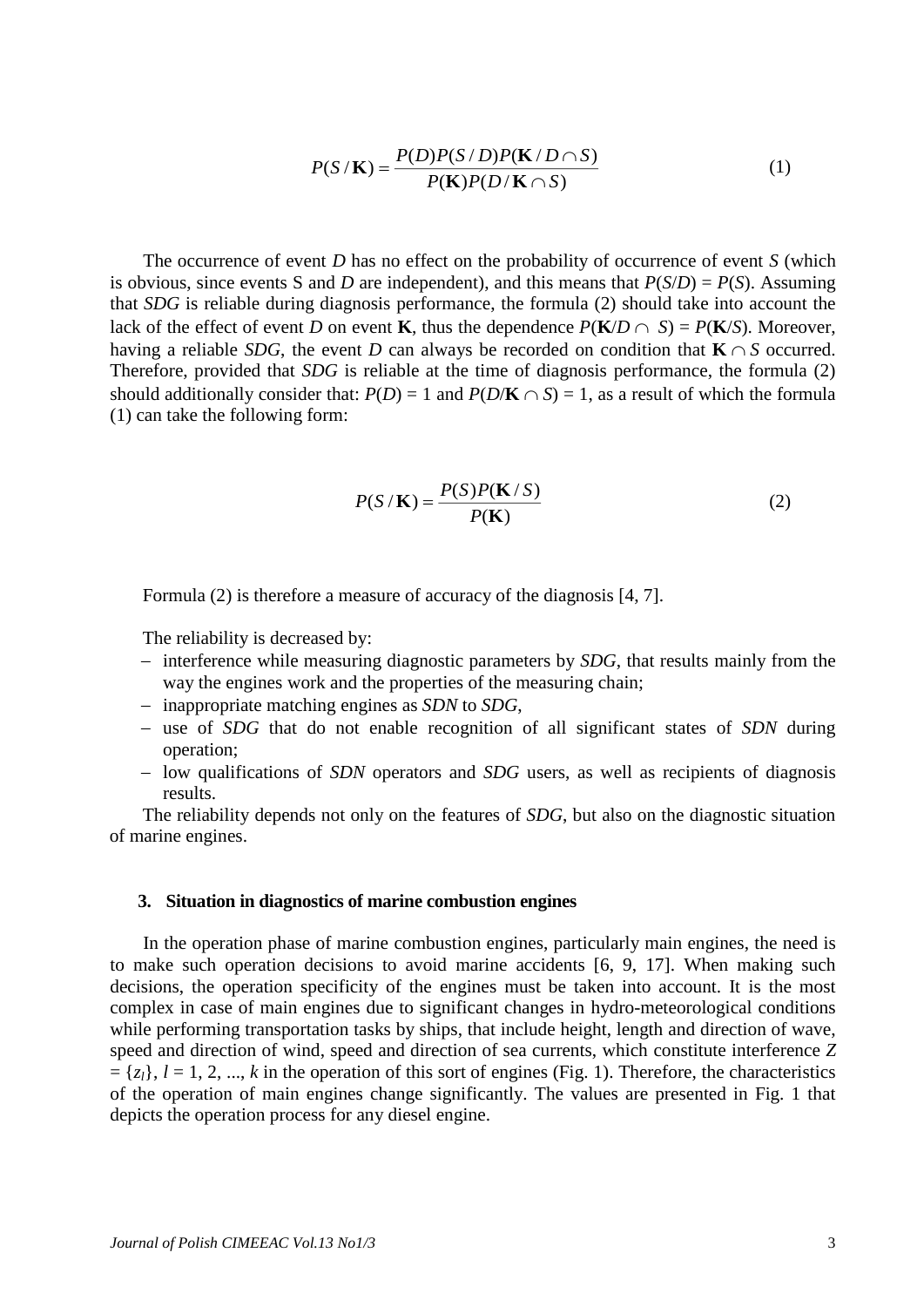$$P(S/\mathbf{K}) = \frac{P(D)P(S/D)P(\mathbf{K}/D \cap S)}{P(\mathbf{K})P(D/\mathbf{K} \cap S)} \tag{1}$$

The occurrence of event *D* has no effect on the probability of occurrence of event *S* (which is obvious, since events S and *D* are independent), and this means that $P(S/D) = P(S)$. Assuming that *SDG* is reliable during diagnosis performance, the formula (2) should take into account the lack of the effect of event *D* on event **K**, thus the dependence $P(\mathbf{K}/D \cap S) = P(\mathbf{K}/S)$. Moreover, having a reliable *SDG*, the event *D* can always be recorded on condition that $\mathbf{K} \cap S$ occurred. Therefore, provided that *SDG* is reliable at the time of diagnosis performance, the formula (2) should additionally consider that: $P(D) = 1$ and $P(D/\mathbf{K} \cap S) = 1$, as a result of which the formula (1) can take the following form:

$$P(S/\mathbf{K}) = \frac{P(S)P(\mathbf{K}/S)}{P(\mathbf{K})} \tag{2}$$

Formula (2) is therefore a measure of accuracy of the diagnosis [4, 7].

The reliability is decreased by:

- interference while measuring diagnostic parameters by *SDG*, that results mainly from the way the engines work and the properties of the measuring chain;
- inappropriate matching engines as *SDN* to *SDG*,
- use of *SDG* that do not enable recognition of all significant states of *SDN* during operation;
- low qualifications of *SDN* operators and *SDG* users, as well as recipients of diagnosis results.

The reliability depends not only on the features of *SDG*, but also on the diagnostic situation of marine engines.

### 3. Situation in diagnostics of marine combustion engines

In the operation phase of marine combustion engines, particularly main engines, the need is to make such operation decisions to avoid marine accidents [6, 9, 17]. When making such decisions, the operation specificity of the engines must be taken into account. It is the most complex in case of main engines due to significant changes in hydro-meteorological conditions while performing transportation tasks by ships, that include height, length and direction of wave, speed and direction of wind, speed and direction of sea currents, which constitute interference $Z = \{z_l\}$, $l = 1, 2, ..., k$ in the operation of this sort of engines (Fig. 1). Therefore, the characteristics of the operation of main engines change significantly. The values are presented in Fig. 1 that depicts the operation process for any diesel engine.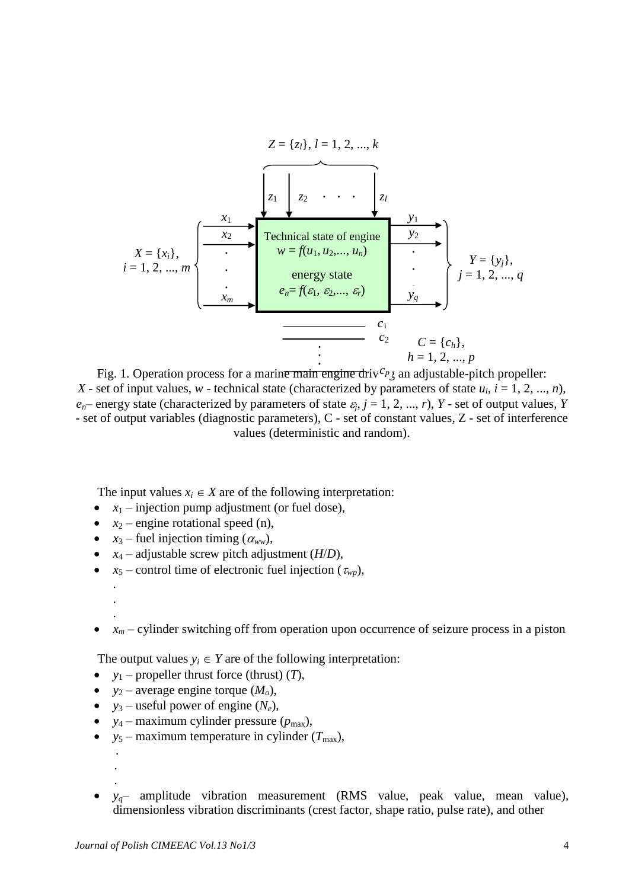$Z = \{z_l\}$, $l = 1, 2, ..., k$

$z_1$ $z_2$ . . . $z_l$

$X = \{x_i\}$, $i = 1, 2, ..., m$ — $x_1$, $x_2$, ..., $x_m$

Technical state of engine $w = f(u_1, u_2, ..., u_n)$

energy state $e_n = f(\varepsilon_1, \varepsilon_2, ..., \varepsilon_r)$

$y_1$, $y_2$, ..., $y_q$ — $Y = \{y_j\}$, $j = 1, 2, ..., q$

$c_1$, $c_2$, ..., $c_p$ — $C = \{c_h\}$, $h = 1, 2, ..., p$

Fig. 1. Operation process for a marine main engine driving an adjustable-pitch propeller: $X$ - set of input values, $w$ - technical state (characterized by parameters of state $u_i$, $i = 1, 2, ..., n$), $e_n$– energy state (characterized by parameters of state $\varepsilon_j$, $j = 1, 2, ..., r$), $Y$ - set of output values, $Y$ - set of output variables (diagnostic parameters), C - set of constant values, Z - set of interference values (deterministic and random).

The input values $x_i \in X$ are of the following interpretation:

- $x_1$ – injection pump adjustment (or fuel dose),
- $x_2$ – engine rotational speed (n),
- $x_3$ – fuel injection timing ($\alpha_{ww}$),
- $x_4$ – adjustable screw pitch adjustment ($H/D$),
- $x_5$ – control time of electronic fuel injection ($\tau_{wp}$),

  .
  .
  .
- $x_m$ – cylinder switching off from operation upon occurrence of seizure process in a piston

The output values $y_i \in Y$ are of the following interpretation:

- $y_1$ – propeller thrust force (thrust) ($T$),
- $y_2$ – average engine torque ($M_o$),
- $y_3$ – useful power of engine ($N_e$),
- $y_4$ – maximum cylinder pressure ($p_{\max}$),
- $y_5$ – maximum temperature in cylinder ($T_{\max}$),

  .
  .
  .
- $y_q$– amplitude vibration measurement (RMS value, peak value, mean value), dimensionless vibration discriminants (crest factor, shape ratio, pulse rate), and other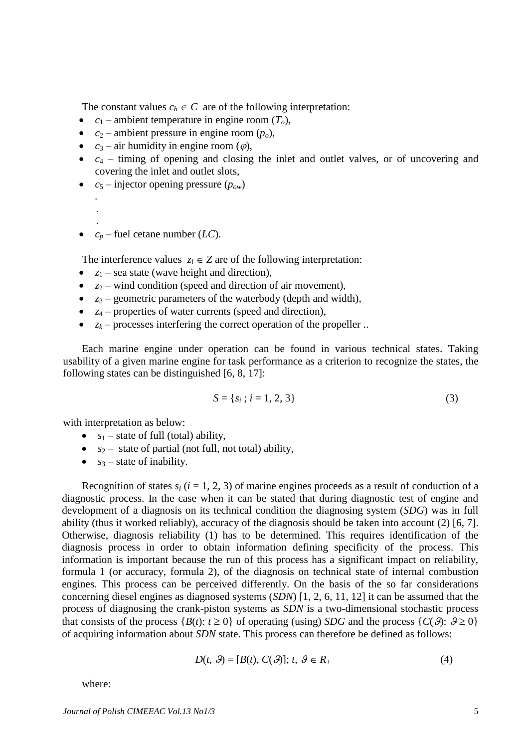The constant values $c_h \in C$ are of the following interpretation:

- $c_1$ – ambient temperature in engine room ($T_o$),
- $c_2$ – ambient pressure in engine room ($p_o$),
- $c_3$ – air humidity in engine room ($\varphi$),
- $c_4$ – timing of opening and closing the inlet and outlet valves, or of uncovering and covering the inlet and outlet slots,
- $c_5$ – injector opening pressure ($p_{ow}$)

  .
  .
  .
- $c_p$ – fuel cetane number ($LC$).

The interference values $z_l \in Z$ are of the following interpretation:

- $z_1$ – sea state (wave height and direction),
- $z_2$ – wind condition (speed and direction of air movement),
- $z_3$ – geometric parameters of the waterbody (depth and width),
- $z_4$ – properties of water currents (speed and direction),
- $z_k$ – processes interfering the correct operation of the propeller ..

Each marine engine under operation can be found in various technical states. Taking usability of a given marine engine for task performance as a criterion to recognize the states, the following states can be distinguished [6, 8, 17]:

$$S = \{s_i\ ;\ i = 1, 2, 3\} \tag{3}$$

with interpretation as below:

- $s_1$ – state of full (total) ability,
- $s_2$ – state of partial (not full, not total) ability,
- $s_3$ – state of inability.

Recognition of states $s_i$ ($i = 1, 2, 3$) of marine engines proceeds as a result of conduction of a diagnostic process. In the case when it can be stated that during diagnostic test of engine and development of a diagnosis on its technical condition the diagnosing system (*SDG*) was in full ability (thus it worked reliably), accuracy of the diagnosis should be taken into account (2) [6, 7]. Otherwise, diagnosis reliability (1) has to be determined. This requires identification of the diagnosis process in order to obtain information defining specificity of the process. This information is important because the run of this process has a significant impact on reliability, formula 1 (or accuracy, formula 2), of the diagnosis on technical state of internal combustion engines. This process can be perceived differently. On the basis of the so far considerations concerning diesel engines as diagnosed systems (*SDN*) [1, 2, 6, 11, 12] it can be assumed that the process of diagnosing the crank-piston systems as *SDN* is a two-dimensional stochastic process that consists of the process $\{B(t)\colon t \geq 0\}$ of operating (using) *SDG* and the process $\{C(\vartheta)\colon \vartheta \geq 0\}$ of acquiring information about *SDN* state. This process can therefore be defined as follows:

$$D(t, \vartheta) = [B(t), C(\vartheta)];\ t, \vartheta \in R_+ \tag{4}$$

where: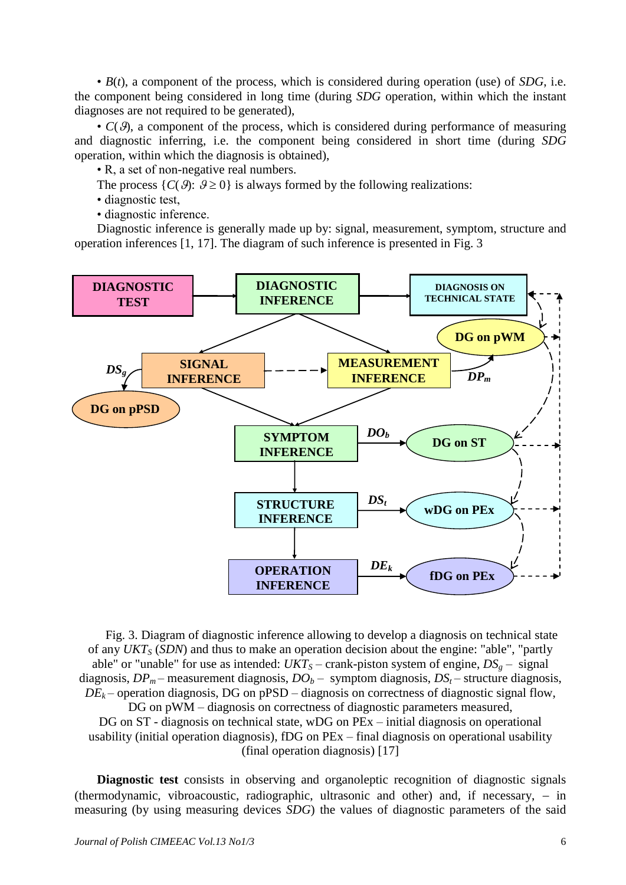• $B(t)$, a component of the process, which is considered during operation (use) of *SDG*, i.e. the component being considered in long time (during *SDG* operation, within which the instant diagnoses are not required to be generated),

• $C(\vartheta)$, a component of the process, which is considered during performance of measuring and diagnostic inferring, i.e. the component being considered in short time (during *SDG* operation, within which the diagnosis is obtained),

• R, a set of non-negative real numbers.

The process $\{C(\vartheta)\colon \vartheta \geq 0\}$ is always formed by the following realizations:

• diagnostic test,

• diagnostic inference.

Diagnostic inference is generally made up by: signal, measurement, symptom, structure and operation inferences [1, 17]. The diagram of such inference is presented in Fig. 3

Fig. 3. Diagram of diagnostic inference allowing to develop a diagnosis on technical state of any $UKT_S$ (*SDN*) and thus to make an operation decision about the engine: "able", "partly able" or "unable" for use as intended: $UKT_S$ – crank-piston system of engine, $DS_g$ – signal diagnosis, $DP_m$ – measurement diagnosis, $DO_b$ – symptom diagnosis, $DS_t$ – structure diagnosis, $DE_k$ – operation diagnosis, DG on pPSD – diagnosis on correctness of diagnostic signal flow, DG on pWM – diagnosis on correctness of diagnostic parameters measured, DG on ST - diagnosis on technical state, wDG on PEx – initial diagnosis on operational usability (initial operation diagnosis), fDG on PEx – final diagnosis on operational usability (final operation diagnosis) [17]

**Diagnostic test** consists in observing and organoleptic recognition of diagnostic signals (thermodynamic, vibroacoustic, radiographic, ultrasonic and other) and, if necessary, – in measuring (by using measuring devices *SDG*) the values of diagnostic parameters of the said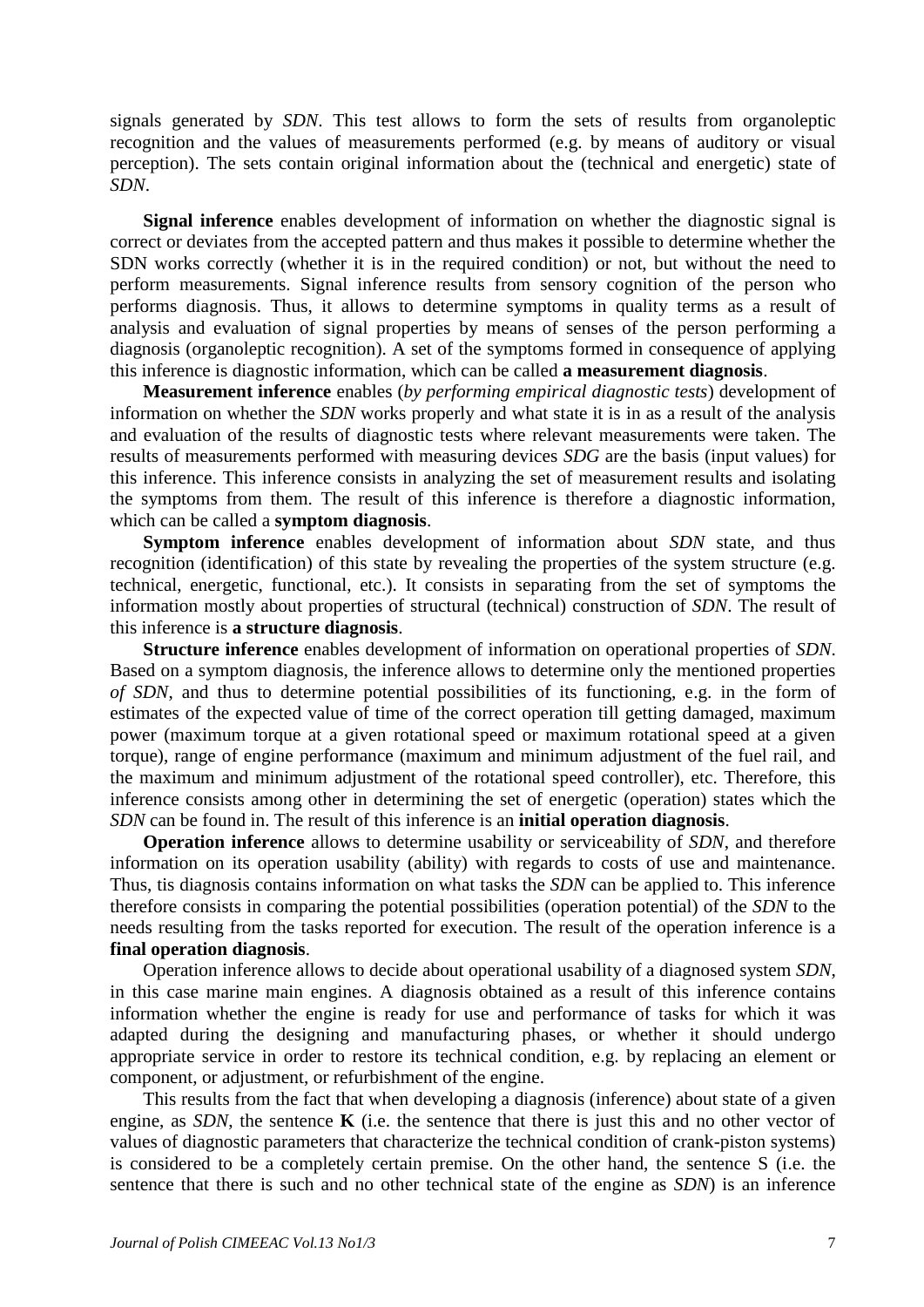signals generated by *SDN*. This test allows to form the sets of results from organoleptic recognition and the values of measurements performed (e.g. by means of auditory or visual perception). The sets contain original information about the (technical and energetic) state of *SDN*.

**Signal inference** enables development of information on whether the diagnostic signal is correct or deviates from the accepted pattern and thus makes it possible to determine whether the SDN works correctly (whether it is in the required condition) or not, but without the need to perform measurements. Signal inference results from sensory cognition of the person who performs diagnosis. Thus, it allows to determine symptoms in quality terms as a result of analysis and evaluation of signal properties by means of senses of the person performing a diagnosis (organoleptic recognition). A set of the symptoms formed in consequence of applying this inference is diagnostic information, which can be called **a measurement diagnosis**.

**Measurement inference** enables (*by performing empirical diagnostic tests*) development of information on whether the *SDN* works properly and what state it is in as a result of the analysis and evaluation of the results of diagnostic tests where relevant measurements were taken. The results of measurements performed with measuring devices *SDG* are the basis (input values) for this inference. This inference consists in analyzing the set of measurement results and isolating the symptoms from them. The result of this inference is therefore a diagnostic information, which can be called a **symptom diagnosis**.

**Symptom inference** enables development of information about *SDN* state, and thus recognition (identification) of this state by revealing the properties of the system structure (e.g. technical, energetic, functional, etc.). It consists in separating from the set of symptoms the information mostly about properties of structural (technical) construction of *SDN*. The result of this inference is **a structure diagnosis**.

**Structure inference** enables development of information on operational properties of *SDN*. Based on a symptom diagnosis, the inference allows to determine only the mentioned properties *of SDN*, and thus to determine potential possibilities of its functioning, e.g. in the form of estimates of the expected value of time of the correct operation till getting damaged, maximum power (maximum torque at a given rotational speed or maximum rotational speed at a given torque), range of engine performance (maximum and minimum adjustment of the fuel rail, and the maximum and minimum adjustment of the rotational speed controller), etc. Therefore, this inference consists among other in determining the set of energetic (operation) states which the *SDN* can be found in. The result of this inference is an **initial operation diagnosis**.

**Operation inference** allows to determine usability or serviceability of *SDN*, and therefore information on its operation usability (ability) with regards to costs of use and maintenance. Thus, tis diagnosis contains information on what tasks the *SDN* can be applied to. This inference therefore consists in comparing the potential possibilities (operation potential) of the *SDN* to the needs resulting from the tasks reported for execution. The result of the operation inference is a **final operation diagnosis**.

Operation inference allows to decide about operational usability of a diagnosed system *SDN*, in this case marine main engines. A diagnosis obtained as a result of this inference contains information whether the engine is ready for use and performance of tasks for which it was adapted during the designing and manufacturing phases, or whether it should undergo appropriate service in order to restore its technical condition, e.g. by replacing an element or component, or adjustment, or refurbishment of the engine.

This results from the fact that when developing a diagnosis (inference) about state of a given engine, as *SDN*, the sentence **K** (i.e. the sentence that there is just this and no other vector of values of diagnostic parameters that characterize the technical condition of crank-piston systems) is considered to be a completely certain premise. On the other hand, the sentence S (i.e. the sentence that there is such and no other technical state of the engine as *SDN*) is an inference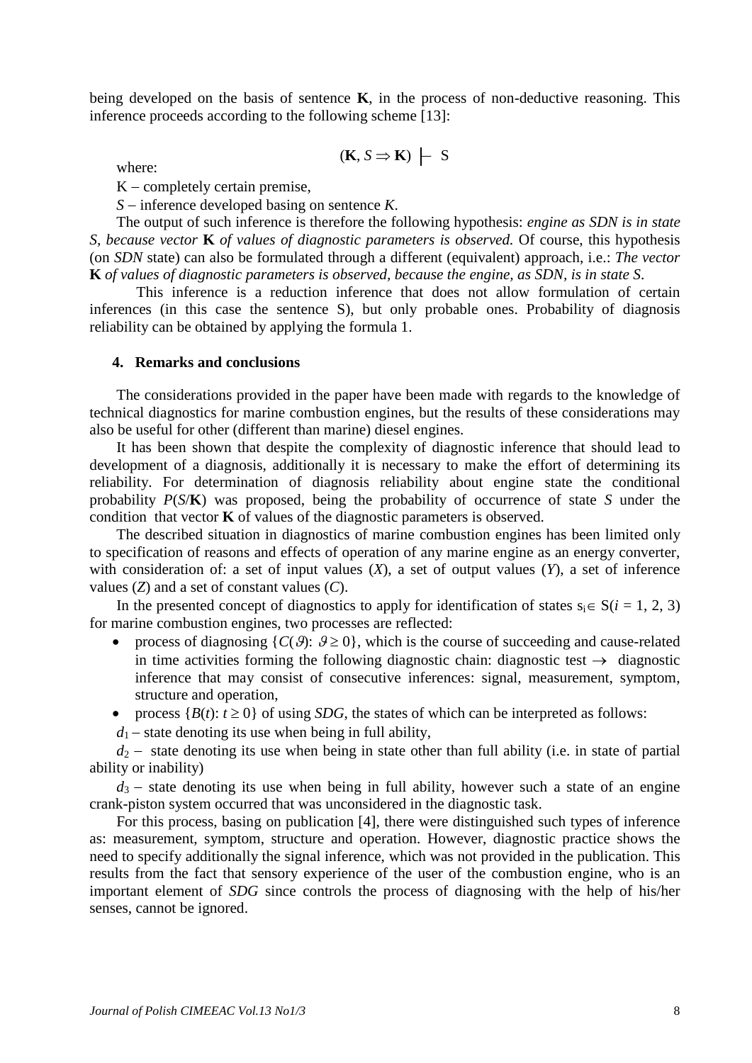being developed on the basis of sentence **K**, in the process of non-deductive reasoning. This inference proceeds according to the following scheme [13]:

$$(\mathbf{K}, S \Rightarrow \mathbf{K}) \vdash S$$

where:

K – completely certain premise,

*S* – inference developed basing on sentence *K*.

The output of such inference is therefore the following hypothesis: *engine as SDN is in state S, because vector* **K** *of values of diagnostic parameters is observed.* Of course, this hypothesis (on *SDN* state) can also be formulated through a different (equivalent) approach, i.e.: *The vector* **K** *of values of diagnostic parameters is observed, because the engine, as SDN, is in state S*.

This inference is a reduction inference that does not allow formulation of certain inferences (in this case the sentence S), but only probable ones. Probability of diagnosis reliability can be obtained by applying the formula 1.

## 4. Remarks and conclusions

The considerations provided in the paper have been made with regards to the knowledge of technical diagnostics for marine combustion engines, but the results of these considerations may also be useful for other (different than marine) diesel engines.

It has been shown that despite the complexity of diagnostic inference that should lead to development of a diagnosis, additionally it is necessary to make the effort of determining its reliability. For determination of diagnosis reliability about engine state the conditional probability $P(S/\mathbf{K})$ was proposed, being the probability of occurrence of state *S* under the condition that vector **K** of values of the diagnostic parameters is observed.

The described situation in diagnostics of marine combustion engines has been limited only to specification of reasons and effects of operation of any marine engine as an energy converter, with consideration of: a set of input values ($X$), a set of output values ($Y$), a set of inference values ($Z$) and a set of constant values ($C$).

In the presented concept of diagnostics to apply for identification of states $s_i \in S (i = 1, 2, 3)$ for marine combustion engines, two processes are reflected:

- process of diagnosing $\{C(\vartheta): \vartheta \geq 0\}$, which is the course of succeeding and cause-related in time activities forming the following diagnostic chain: diagnostic test $\rightarrow$ diagnostic inference that may consist of consecutive inferences: signal, measurement, symptom, structure and operation,
- process $\{B(t): t \geq 0\}$ of using *SDG*, the states of which can be interpreted as follows:

$d_1$ – state denoting its use when being in full ability,

$d_2$ – state denoting its use when being in state other than full ability (i.e. in state of partial ability or inability)

$d_3$ – state denoting its use when being in full ability, however such a state of an engine crank-piston system occurred that was unconsidered in the diagnostic task.

For this process, basing on publication [4], there were distinguished such types of inference as: measurement, symptom, structure and operation. However, diagnostic practice shows the need to specify additionally the signal inference, which was not provided in the publication. This results from the fact that sensory experience of the user of the combustion engine, who is an important element of *SDG* since controls the process of diagnosing with the help of his/her senses, cannot be ignored.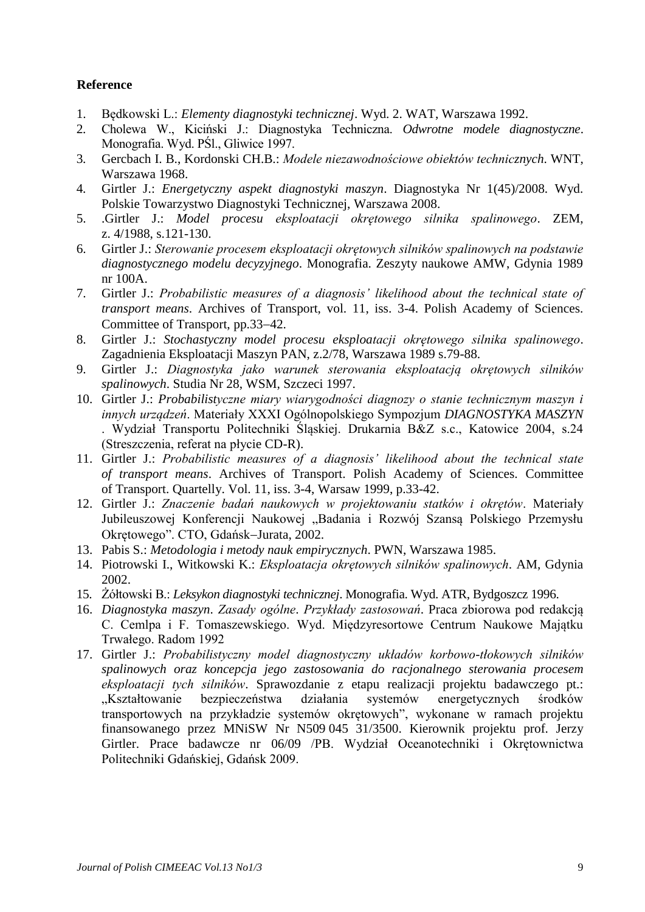## Reference

1. Będkowski L.: *Elementy diagnostyki technicznej*. Wyd. 2. WAT, Warszawa 1992.
2. Cholewa W., Kiciński J.: Diagnostyka Techniczna. *Odwrotne modele diagnostyczne*. Monografia. Wyd. PŚl., Gliwice 1997.
3. Gercbach I. B., Kordonski CH.B.: *Modele niezawodnościowe obiektów technicznych*. WNT, Warszawa 1968.
4. Girtler J.: *Energetyczny aspekt diagnostyki maszyn*. Diagnostyka Nr 1(45)/2008. Wyd. Polskie Towarzystwo Diagnostyki Technicznej, Warszawa 2008.
5. .Girtler J.: *Model procesu eksploatacji okrętowego silnika spalinowego*. ZEM, z. 4/1988, s.121-130.
6. Girtler J.: *Sterowanie procesem eksploatacji okrętowych silników spalinowych na podstawie diagnostycznego modelu decyzyjnego*. Monografia. Zeszyty naukowe AMW, Gdynia 1989 nr 100A.
7. Girtler J.: *Probabilistic measures of a diagnosis' likelihood about the technical state of transport means*. Archives of Transport, vol. 11, iss. 3-4. Polish Academy of Sciences. Committee of Transport, pp.33–42.
8. Girtler J.: *Stochastyczny model procesu eksploatacji okrętowego silnika spalinowego*. Zagadnienia Eksploatacji Maszyn PAN, z.2/78, Warszawa 1989 s.79-88.
9. Girtler J.: *Diagnostyka jako warunek sterowania eksploatacją okrętowych silników spalinowych*. Studia Nr 28, WSM, Szczeci 1997.
10. Girtler J.: *Probabilistyczne miary wiarygodności diagnozy o stanie technicznym maszyn i innych urządzeń*. Materiały XXXI Ogólnopolskiego Sympozjum *DIAGNOSTYKA MASZYN* . Wydział Transportu Politechniki Śląskiej. Drukarnia B&Z s.c., Katowice 2004, s.24 (Streszczenia, referat na płycie CD-R).
11. Girtler J.: *Probabilistic measures of a diagnosis' likelihood about the technical state of transport means*. Archives of Transport. Polish Academy of Sciences. Committee of Transport. Quartelly. Vol. 11, iss. 3-4, Warsaw 1999, p.33-42.
12. Girtler J.: *Znaczenie badań naukowych w projektowaniu statków i okrętów*. Materiały Jubileuszowej Konferencji Naukowej „Badania i Rozwój Szansą Polskiego Przemysłu Okrętowego". CTO, Gdańsk–Jurata, 2002.
13. Pabis S.: *Metodologia i metody nauk empirycznych*. PWN, Warszawa 1985.
14. Piotrowski I., Witkowski K.: *Eksploatacja okrętowych silników spalinowych*. AM, Gdynia 2002.
15. Żółtowski B.: *Leksykon diagnostyki technicznej*. Monografia. Wyd. ATR, Bydgoszcz 1996.
16. *Diagnostyka maszyn*. *Zasady ogólne*. *Przykłady zastosowań*. Praca zbiorowa pod redakcją C. Cemlpa i F. Tomaszewskiego. Wyd. Międzyresortowe Centrum Naukowe Majątku Trwałego. Radom 1992
17. Girtler J.: *Probabilistyczny model diagnostyczny układów korbowo-tłokowych silników spalinowych oraz koncepcja jego zastosowania do racjonalnego sterowania procesem eksploatacji tych silników*. Sprawozdanie z etapu realizacji projektu badawczego pt.: „Kształtowanie bezpieczeństwa działania systemów energetycznych środków transportowych na przykładzie systemów okrętowych", wykonane w ramach projektu finansowanego przez MNiSW Nr N509 045 31/3500. Kierownik projektu prof. Jerzy Girtler. Prace badawcze nr 06/09 /PB. Wydział Oceanotechniki i Okrętownictwa Politechniki Gdańskiej, Gdańsk 2009.